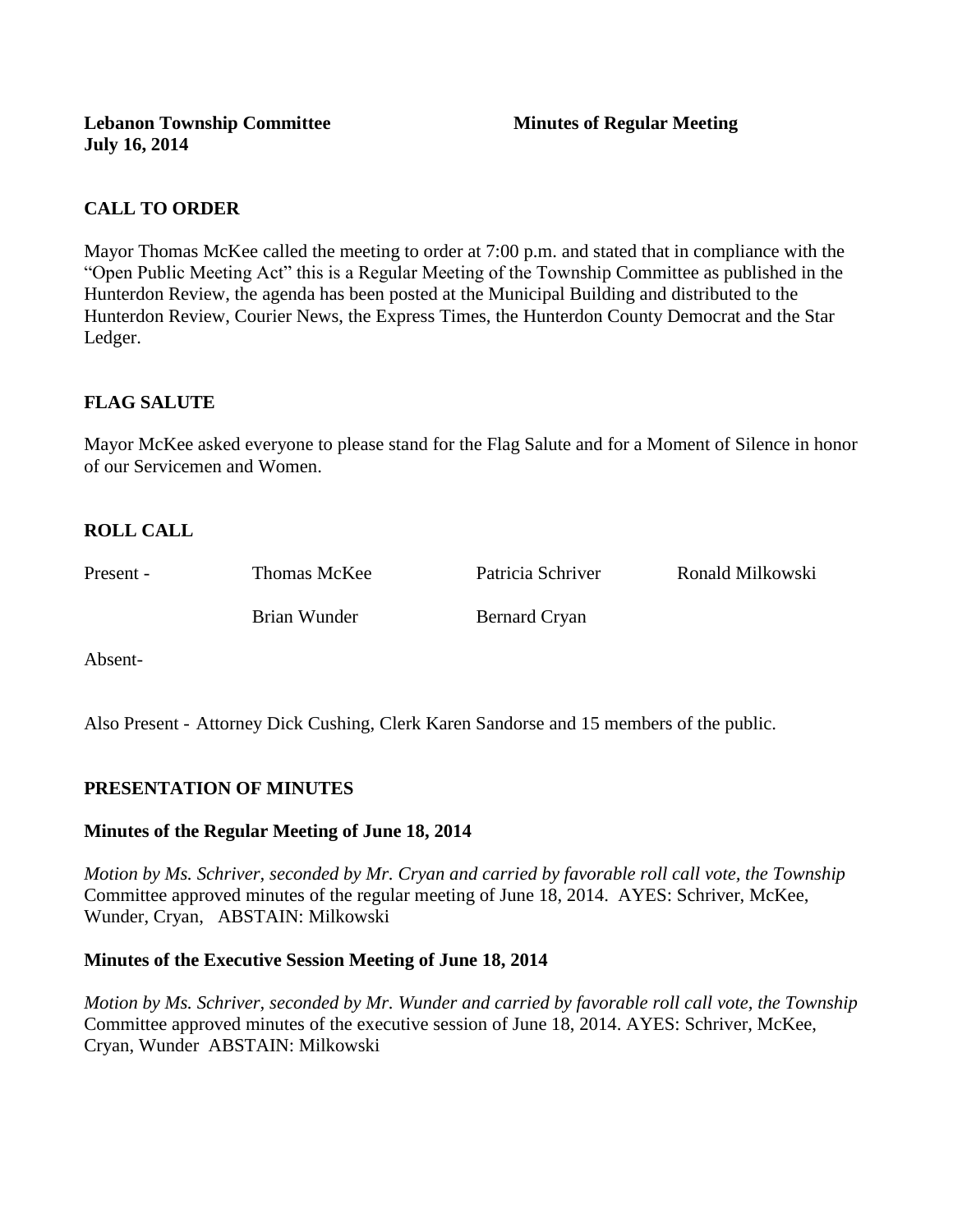**Lebanon Township Committee** **Minutes of Regular Meeting**
**July 16, 2014**

## CALL TO ORDER

Mayor Thomas McKee called the meeting to order at 7:00 p.m. and stated that in compliance with the "Open Public Meeting Act" this is a Regular Meeting of the Township Committee as published in the Hunterdon Review, the agenda has been posted at the Municipal Building and distributed to the Hunterdon Review, Courier News, the Express Times, the Hunterdon County Democrat and the Star Ledger.

## FLAG SALUTE

Mayor McKee asked everyone to please stand for the Flag Salute and for a Moment of Silence in honor of our Servicemen and Women.

## ROLL CALL

| Present - | Thomas McKee | Patricia Schriver | Ronald Milkowski |
|---|---|---|---|
| | Brian Wunder | Bernard Cryan | |

Absent-

Also Present - Attorney Dick Cushing, Clerk Karen Sandorse and 15 members of the public.

## PRESENTATION OF MINUTES

### Minutes of the Regular Meeting of June 18, 2014

*Motion by Ms. Schriver, seconded by Mr. Cryan and carried by favorable roll call vote, the Township* Committee approved minutes of the regular meeting of June 18, 2014. AYES: Schriver, McKee, Wunder, Cryan, ABSTAIN: Milkowski

### Minutes of the Executive Session Meeting of June 18, 2014

*Motion by Ms. Schriver, seconded by Mr. Wunder and carried by favorable roll call vote, the Township* Committee approved minutes of the executive session of June 18, 2014. AYES: Schriver, McKee, Cryan, Wunder ABSTAIN: Milkowski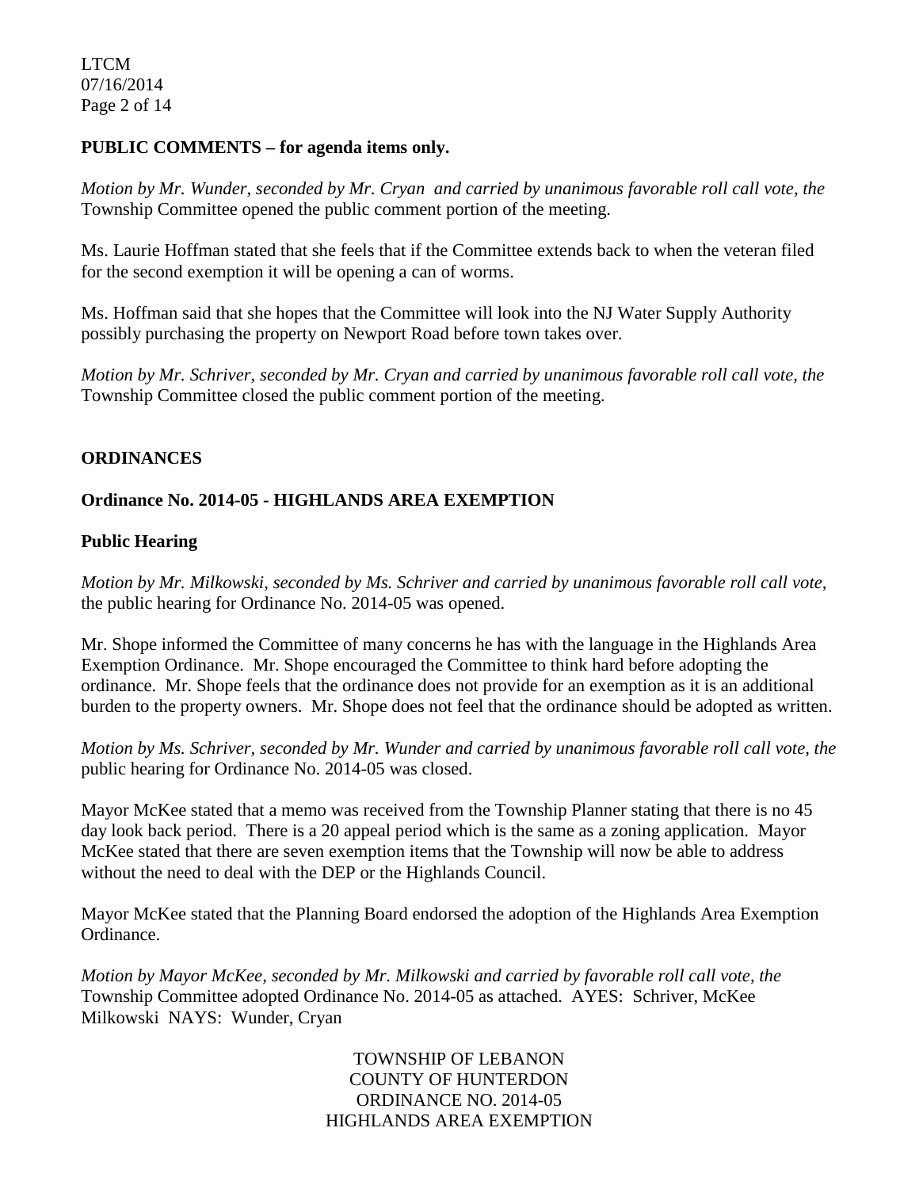**PUBLIC COMMENTS – for agenda items only.**

*Motion by Mr. Wunder, seconded by Mr. Cryan and carried by unanimous favorable roll call vote, the* Township Committee opened the public comment portion of the meeting.

Ms. Laurie Hoffman stated that she feels that if the Committee extends back to when the veteran filed for the second exemption it will be opening a can of worms.

Ms. Hoffman said that she hopes that the Committee will look into the NJ Water Supply Authority possibly purchasing the property on Newport Road before town takes over.

*Motion by Mr. Schriver, seconded by Mr. Cryan and carried by unanimous favorable roll call vote, the* Township Committee closed the public comment portion of the meeting.

**ORDINANCES**

**Ordinance No. 2014-05 - HIGHLANDS AREA EXEMPTION**

**Public Hearing**

*Motion by Mr. Milkowski, seconded by Ms. Schriver and carried by unanimous favorable roll call vote,* the public hearing for Ordinance No. 2014-05 was opened.

Mr. Shope informed the Committee of many concerns he has with the language in the Highlands Area Exemption Ordinance. Mr. Shope encouraged the Committee to think hard before adopting the ordinance. Mr. Shope feels that the ordinance does not provide for an exemption as it is an additional burden to the property owners. Mr. Shope does not feel that the ordinance should be adopted as written.

*Motion by Ms. Schriver, seconded by Mr. Wunder and carried by unanimous favorable roll call vote, the* public hearing for Ordinance No. 2014-05 was closed.

Mayor McKee stated that a memo was received from the Township Planner stating that there is no 45 day look back period. There is a 20 appeal period which is the same as a zoning application. Mayor McKee stated that there are seven exemption items that the Township will now be able to address without the need to deal with the DEP or the Highlands Council.

Mayor McKee stated that the Planning Board endorsed the adoption of the Highlands Area Exemption Ordinance.

*Motion by Mayor McKee, seconded by Mr. Milkowski and carried by favorable roll call vote, the* Township Committee adopted Ordinance No. 2014-05 as attached. AYES: Schriver, McKee Milkowski NAYS: Wunder, Cryan

TOWNSHIP OF LEBANON
COUNTY OF HUNTERDON
ORDINANCE NO. 2014-05
HIGHLANDS AREA EXEMPTION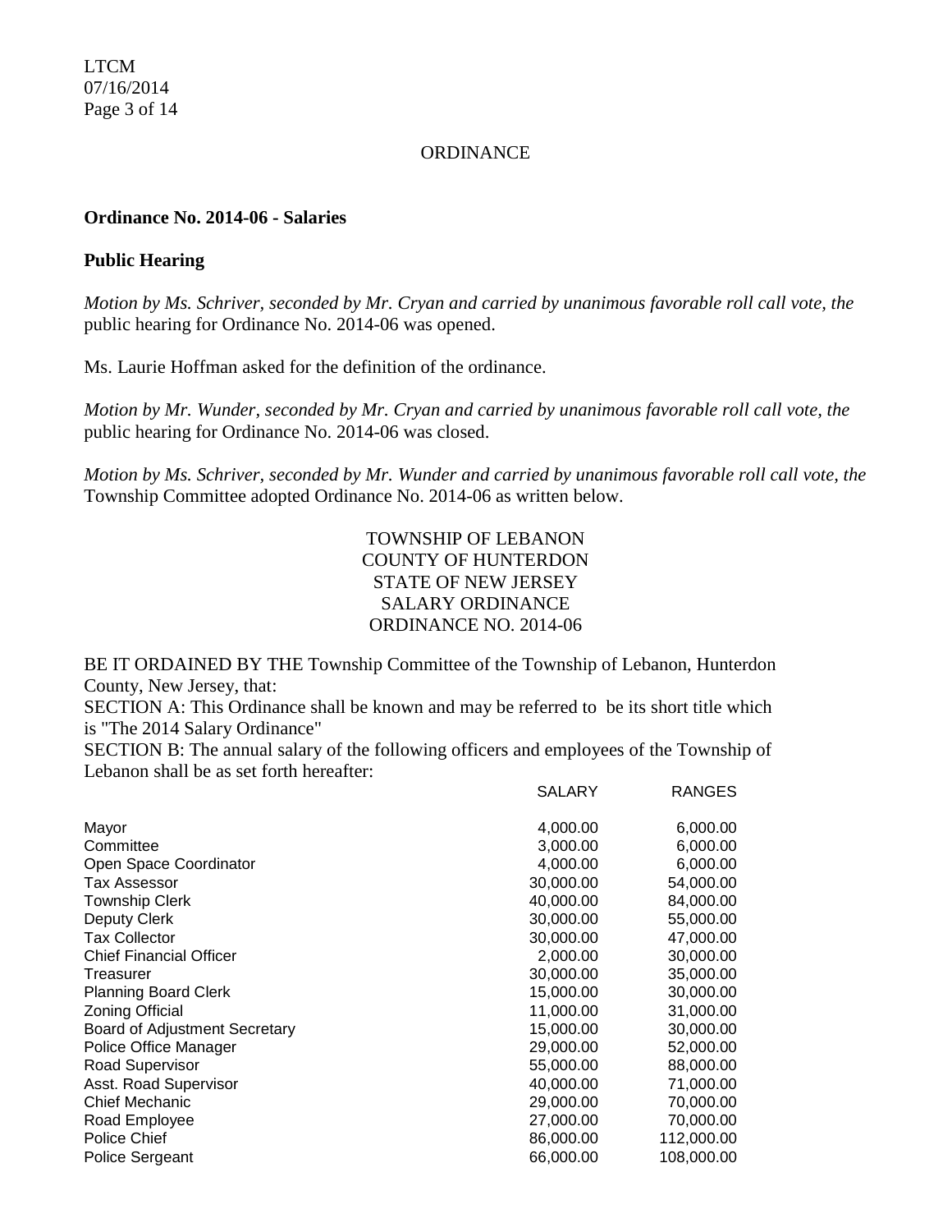ORDINANCE

**Ordinance No. 2014-06 - Salaries**

**Public Hearing**

*Motion by Ms. Schriver, seconded by Mr. Cryan and carried by unanimous favorable roll call vote, the* public hearing for Ordinance No. 2014-06 was opened.

Ms. Laurie Hoffman asked for the definition of the ordinance.

*Motion by Mr. Wunder, seconded by Mr. Cryan and carried by unanimous favorable roll call vote, the* public hearing for Ordinance No. 2014-06 was closed.

*Motion by Ms. Schriver, seconded by Mr. Wunder and carried by unanimous favorable roll call vote, the* Township Committee adopted Ordinance No. 2014-06 as written below.

TOWNSHIP OF LEBANON
COUNTY OF HUNTERDON
STATE OF NEW JERSEY
SALARY ORDINANCE
ORDINANCE NO. 2014-06

BE IT ORDAINED BY THE Township Committee of the Township of Lebanon, Hunterdon County, New Jersey, that:
SECTION A: This Ordinance shall be known and may be referred to be its short title which is "The 2014 Salary Ordinance"
SECTION B: The annual salary of the following officers and employees of the Township of Lebanon shall be as set forth hereafter:

| | SALARY | RANGES |
|---|---|---|
| Mayor | 4,000.00 | 6,000.00 |
| Committee | 3,000.00 | 6,000.00 |
| Open Space Coordinator | 4,000.00 | 6,000.00 |
| Tax Assessor | 30,000.00 | 54,000.00 |
| Township Clerk | 40,000.00 | 84,000.00 |
| Deputy Clerk | 30,000.00 | 55,000.00 |
| Tax Collector | 30,000.00 | 47,000.00 |
| Chief Financial Officer | 2,000.00 | 30,000.00 |
| Treasurer | 30,000.00 | 35,000.00 |
| Planning Board Clerk | 15,000.00 | 30,000.00 |
| Zoning Official | 11,000.00 | 31,000.00 |
| Board of Adjustment Secretary | 15,000.00 | 30,000.00 |
| Police Office Manager | 29,000.00 | 52,000.00 |
| Road Supervisor | 55,000.00 | 88,000.00 |
| Asst. Road Supervisor | 40,000.00 | 71,000.00 |
| Chief Mechanic | 29,000.00 | 70,000.00 |
| Road Employee | 27,000.00 | 70,000.00 |
| Police Chief | 86,000.00 | 112,000.00 |
| Police Sergeant | 66,000.00 | 108,000.00 |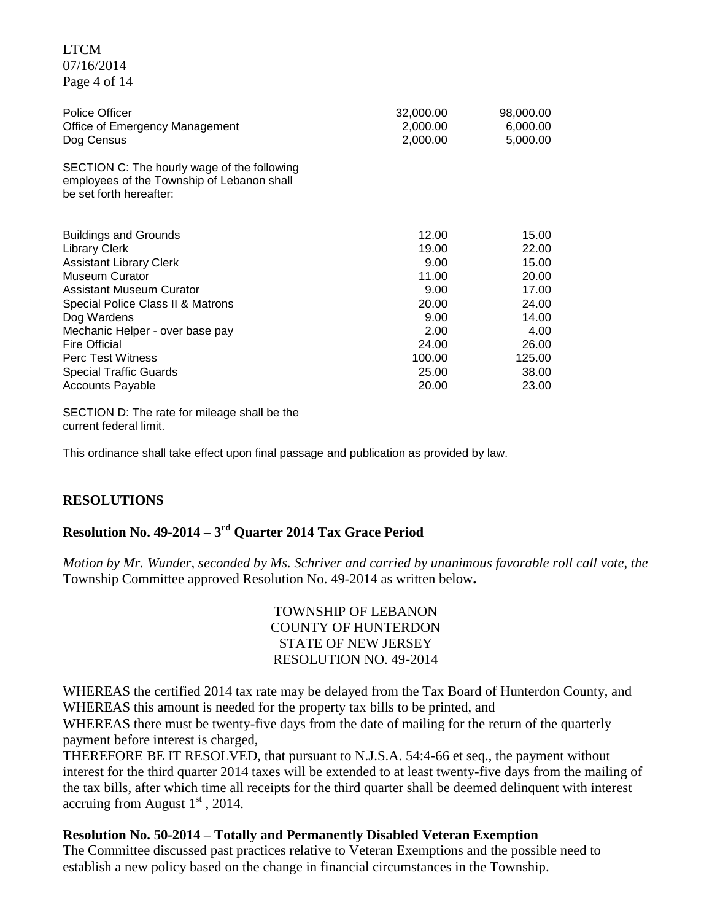| | | |
|---|---|---|
| Police Officer | 32,000.00 | 98,000.00 |
| Office of Emergency Management | 2,000.00 | 6,000.00 |
| Dog Census | 2,000.00 | 5,000.00 |

SECTION C: The hourly wage of the following employees of the Township of Lebanon shall be set forth hereafter:

| | | |
|---|---|---|
| Buildings and Grounds | 12.00 | 15.00 |
| Library Clerk | 19.00 | 22.00 |
| Assistant Library Clerk | 9.00 | 15.00 |
| Museum Curator | 11.00 | 20.00 |
| Assistant Museum Curator | 9.00 | 17.00 |
| Special Police Class II & Matrons | 20.00 | 24.00 |
| Dog Wardens | 9.00 | 14.00 |
| Mechanic Helper - over base pay | 2.00 | 4.00 |
| Fire Official | 24.00 | 26.00 |
| Perc Test Witness | 100.00 | 125.00 |
| Special Traffic Guards | 25.00 | 38.00 |
| Accounts Payable | 20.00 | 23.00 |

SECTION D: The rate for mileage shall be the current federal limit.

This ordinance shall take effect upon final passage and publication as provided by law.

## RESOLUTIONS

### Resolution No. 49-2014 – 3rd Quarter 2014 Tax Grace Period

*Motion by Mr. Wunder, seconded by Ms. Schriver and carried by unanimous favorable roll call vote, the* Township Committee approved Resolution No. 49-2014 as written below**.**

TOWNSHIP OF LEBANON
COUNTY OF HUNTERDON
STATE OF NEW JERSEY
RESOLUTION NO. 49-2014

WHEREAS the certified 2014 tax rate may be delayed from the Tax Board of Hunterdon County, and
WHEREAS this amount is needed for the property tax bills to be printed, and
WHEREAS there must be twenty-five days from the date of mailing for the return of the quarterly payment before interest is charged,
THEREFORE BE IT RESOLVED, that pursuant to N.J.S.A. 54:4-66 et seq., the payment without interest for the third quarter 2014 taxes will be extended to at least twenty-five days from the mailing of the tax bills, after which time all receipts for the third quarter shall be deemed delinquent with interest accruing from August 1st , 2014.

### Resolution No. 50-2014 – Totally and Permanently Disabled Veteran Exemption

The Committee discussed past practices relative to Veteran Exemptions and the possible need to establish a new policy based on the change in financial circumstances in the Township.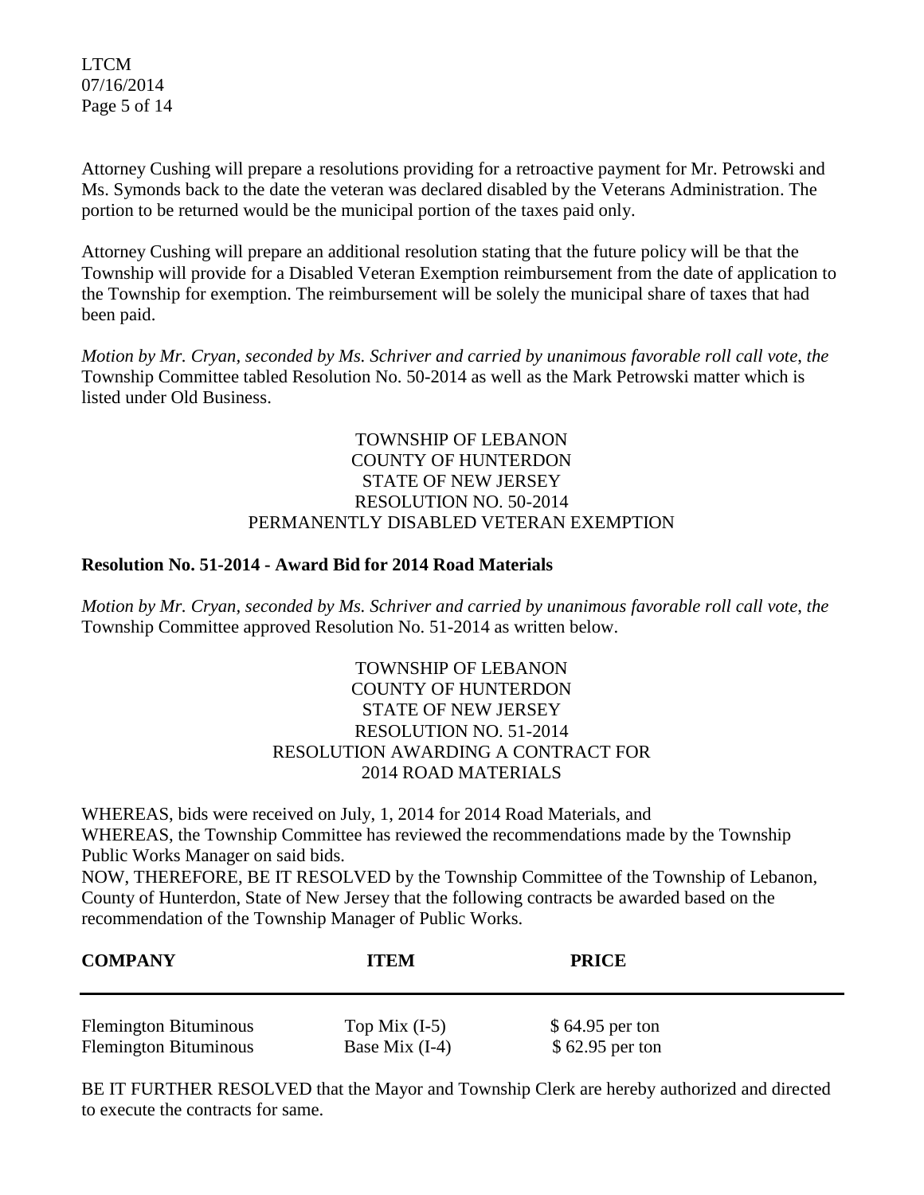Attorney Cushing will prepare a resolutions providing for a retroactive payment for Mr. Petrowski and Ms. Symonds back to the date the veteran was declared disabled by the Veterans Administration. The portion to be returned would be the municipal portion of the taxes paid only.

Attorney Cushing will prepare an additional resolution stating that the future policy will be that the Township will provide for a Disabled Veteran Exemption reimbursement from the date of application to the Township for exemption. The reimbursement will be solely the municipal share of taxes that had been paid.

*Motion by Mr. Cryan, seconded by Ms. Schriver and carried by unanimous favorable roll call vote, the* Township Committee tabled Resolution No. 50-2014 as well as the Mark Petrowski matter which is listed under Old Business.

TOWNSHIP OF LEBANON
COUNTY OF HUNTERDON
STATE OF NEW JERSEY
RESOLUTION NO. 50-2014
PERMANENTLY DISABLED VETERAN EXEMPTION

**Resolution No. 51-2014 - Award Bid for 2014 Road Materials**

*Motion by Mr. Cryan, seconded by Ms. Schriver and carried by unanimous favorable roll call vote, the* Township Committee approved Resolution No. 51-2014 as written below.

TOWNSHIP OF LEBANON
COUNTY OF HUNTERDON
STATE OF NEW JERSEY
RESOLUTION NO. 51-2014
RESOLUTION AWARDING A CONTRACT FOR
2014 ROAD MATERIALS

WHEREAS, bids were received on July, 1, 2014 for 2014 Road Materials, and
WHEREAS, the Township Committee has reviewed the recommendations made by the Township Public Works Manager on said bids.
NOW, THEREFORE, BE IT RESOLVED by the Township Committee of the Township of Lebanon, County of Hunterdon, State of New Jersey that the following contracts be awarded based on the recommendation of the Township Manager of Public Works.

| COMPANY | ITEM | PRICE |
|---|---|---|
| Flemington Bituminous | Top Mix (I-5) | $ 64.95 per ton |
| Flemington Bituminous | Base Mix (I-4) | $ 62.95 per ton |

BE IT FURTHER RESOLVED that the Mayor and Township Clerk are hereby authorized and directed to execute the contracts for same.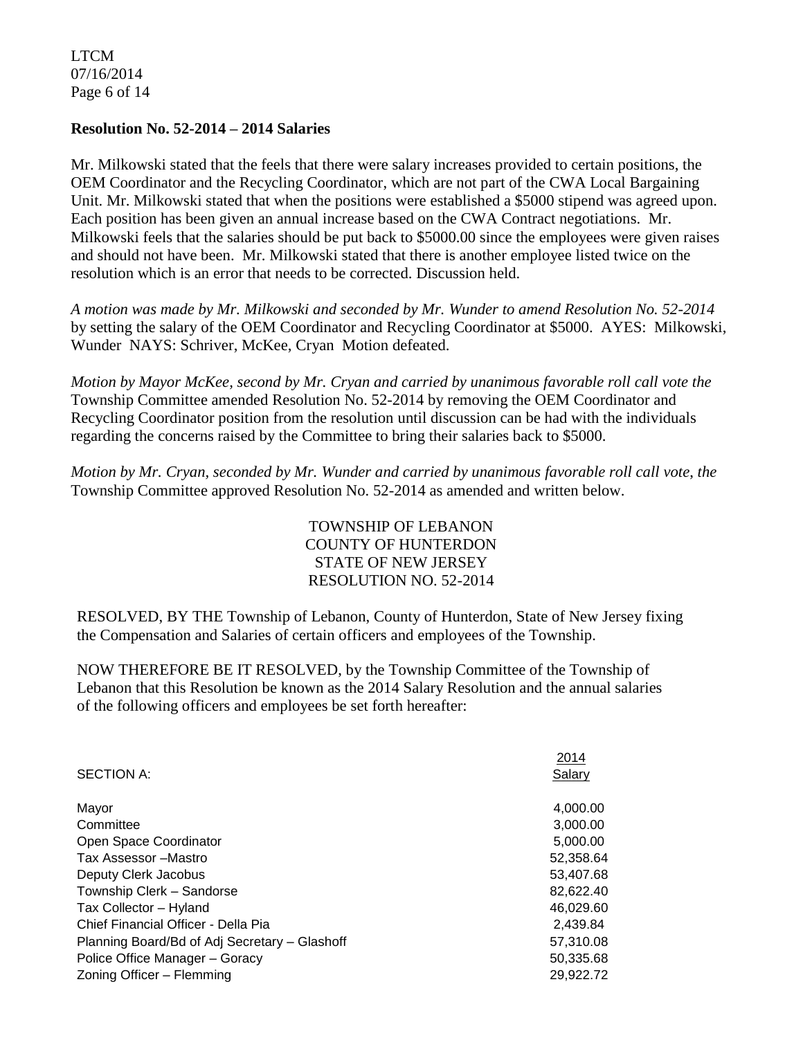**Resolution No. 52-2014 – 2014 Salaries**

Mr. Milkowski stated that the feels that there were salary increases provided to certain positions, the OEM Coordinator and the Recycling Coordinator, which are not part of the CWA Local Bargaining Unit. Mr. Milkowski stated that when the positions were established a $5000 stipend was agreed upon. Each position has been given an annual increase based on the CWA Contract negotiations. Mr. Milkowski feels that the salaries should be put back to $5000.00 since the employees were given raises and should not have been. Mr. Milkowski stated that there is another employee listed twice on the resolution which is an error that needs to be corrected. Discussion held.

*A motion was made by Mr. Milkowski and seconded by Mr. Wunder to amend Resolution No. 52-2014* by setting the salary of the OEM Coordinator and Recycling Coordinator at $5000. AYES: Milkowski, Wunder NAYS: Schriver, McKee, Cryan Motion defeated.

*Motion by Mayor McKee, second by Mr. Cryan and carried by unanimous favorable roll call vote the* Township Committee amended Resolution No. 52-2014 by removing the OEM Coordinator and Recycling Coordinator position from the resolution until discussion can be had with the individuals regarding the concerns raised by the Committee to bring their salaries back to $5000.

*Motion by Mr. Cryan, seconded by Mr. Wunder and carried by unanimous favorable roll call vote, the* Township Committee approved Resolution No. 52-2014 as amended and written below.

TOWNSHIP OF LEBANON
COUNTY OF HUNTERDON
STATE OF NEW JERSEY
RESOLUTION NO. 52-2014

RESOLVED, BY THE Township of Lebanon, County of Hunterdon, State of New Jersey fixing the Compensation and Salaries of certain officers and employees of the Township.

NOW THEREFORE BE IT RESOLVED, by the Township Committee of the Township of Lebanon that this Resolution be known as the 2014 Salary Resolution and the annual salaries of the following officers and employees be set forth hereafter:

| SECTION A: | 2014 Salary |
|---|---|
| Mayor | 4,000.00 |
| Committee | 3,000.00 |
| Open Space Coordinator | 5,000.00 |
| Tax Assessor –Mastro | 52,358.64 |
| Deputy Clerk Jacobus | 53,407.68 |
| Township Clerk – Sandorse | 82,622.40 |
| Tax Collector – Hyland | 46,029.60 |
| Chief Financial Officer - Della Pia | 2,439.84 |
| Planning Board/Bd of Adj Secretary – Glashoff | 57,310.08 |
| Police Office Manager – Goracy | 50,335.68 |
| Zoning Officer – Flemming | 29,922.72 |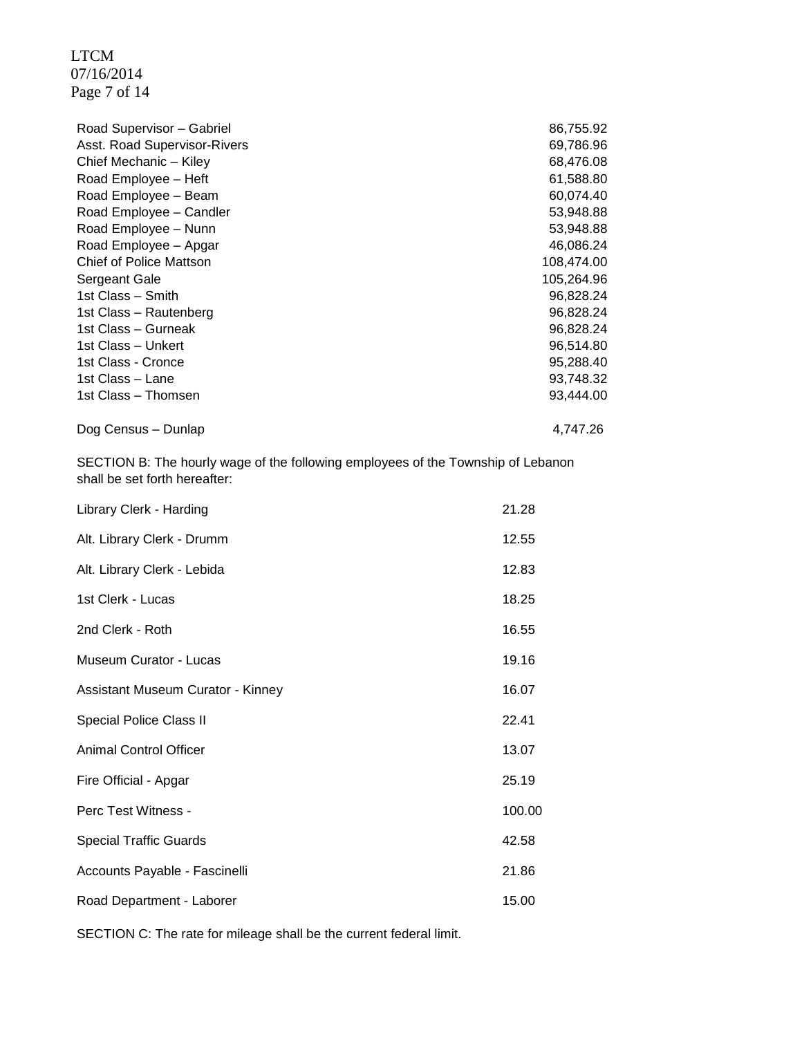| | |
|---|---|
| Road Supervisor – Gabriel | 86,755.92 |
| Asst. Road Supervisor-Rivers | 69,786.96 |
| Chief Mechanic – Kiley | 68,476.08 |
| Road Employee – Heft | 61,588.80 |
| Road Employee – Beam | 60,074.40 |
| Road Employee – Candler | 53,948.88 |
| Road Employee – Nunn | 53,948.88 |
| Road Employee – Apgar | 46,086.24 |
| Chief of Police Mattson | 108,474.00 |
| Sergeant Gale | 105,264.96 |
| 1st Class – Smith | 96,828.24 |
| 1st Class – Rautenberg | 96,828.24 |
| 1st Class – Gurneak | 96,828.24 |
| 1st Class – Unkert | 96,514.80 |
| 1st Class - Cronce | 95,288.40 |
| 1st Class – Lane | 93,748.32 |
| 1st Class – Thomsen | 93,444.00 |
| Dog Census – Dunlap | 4,747.26 |

SECTION B: The hourly wage of the following employees of the Township of Lebanon shall be set forth hereafter:

| | |
|---|---|
| Library Clerk - Harding | 21.28 |
| Alt. Library Clerk - Drumm | 12.55 |
| Alt. Library Clerk - Lebida | 12.83 |
| 1st Clerk - Lucas | 18.25 |
| 2nd Clerk - Roth | 16.55 |
| Museum Curator - Lucas | 19.16 |
| Assistant Museum Curator - Kinney | 16.07 |
| Special Police Class II | 22.41 |
| Animal Control Officer | 13.07 |
| Fire Official - Apgar | 25.19 |
| Perc Test Witness - | 100.00 |
| Special Traffic Guards | 42.58 |
| Accounts Payable - Fascinelli | 21.86 |
| Road Department - Laborer | 15.00 |

SECTION C: The rate for mileage shall be the current federal limit.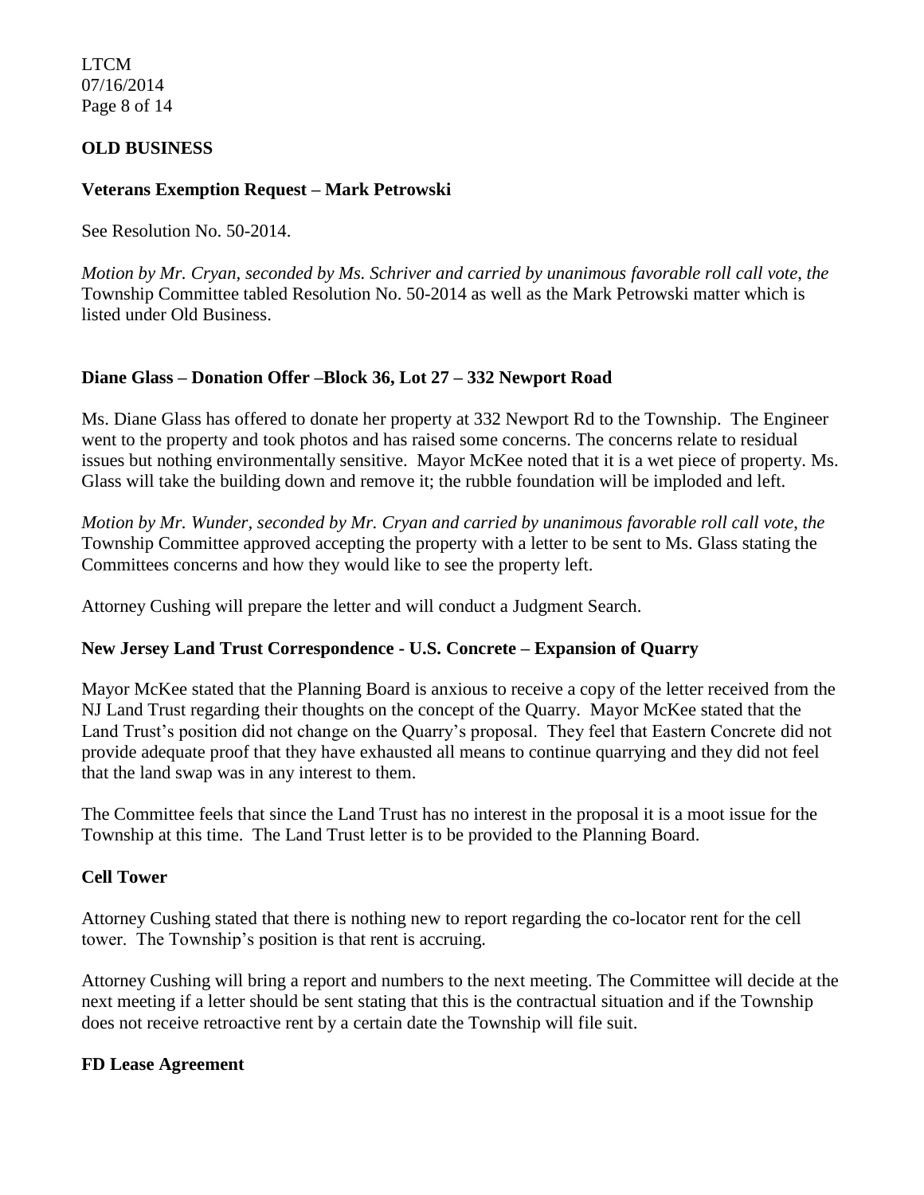## OLD BUSINESS

### Veterans Exemption Request – Mark Petrowski

See Resolution No. 50-2014.

*Motion by Mr. Cryan, seconded by Ms. Schriver and carried by unanimous favorable roll call vote, the* Township Committee tabled Resolution No. 50-2014 as well as the Mark Petrowski matter which is listed under Old Business.

### Diane Glass – Donation Offer –Block 36, Lot 27 – 332 Newport Road

Ms. Diane Glass has offered to donate her property at 332 Newport Rd to the Township. The Engineer went to the property and took photos and has raised some concerns. The concerns relate to residual issues but nothing environmentally sensitive. Mayor McKee noted that it is a wet piece of property. Ms. Glass will take the building down and remove it; the rubble foundation will be imploded and left.

*Motion by Mr. Wunder, seconded by Mr. Cryan and carried by unanimous favorable roll call vote, the* Township Committee approved accepting the property with a letter to be sent to Ms. Glass stating the Committees concerns and how they would like to see the property left.

Attorney Cushing will prepare the letter and will conduct a Judgment Search.

### New Jersey Land Trust Correspondence - U.S. Concrete – Expansion of Quarry

Mayor McKee stated that the Planning Board is anxious to receive a copy of the letter received from the NJ Land Trust regarding their thoughts on the concept of the Quarry. Mayor McKee stated that the Land Trust's position did not change on the Quarry's proposal. They feel that Eastern Concrete did not provide adequate proof that they have exhausted all means to continue quarrying and they did not feel that the land swap was in any interest to them.

The Committee feels that since the Land Trust has no interest in the proposal it is a moot issue for the Township at this time. The Land Trust letter is to be provided to the Planning Board.

### Cell Tower

Attorney Cushing stated that there is nothing new to report regarding the co-locator rent for the cell tower. The Township's position is that rent is accruing.

Attorney Cushing will bring a report and numbers to the next meeting. The Committee will decide at the next meeting if a letter should be sent stating that this is the contractual situation and if the Township does not receive retroactive rent by a certain date the Township will file suit.

### FD Lease Agreement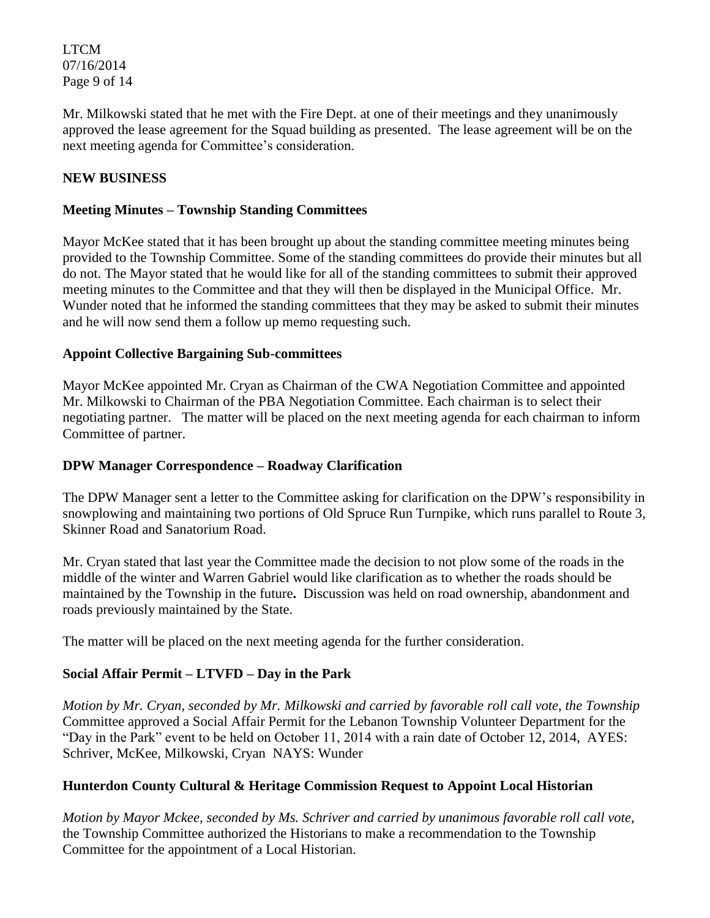Mr. Milkowski stated that he met with the Fire Dept. at one of their meetings and they unanimously approved the lease agreement for the Squad building as presented. The lease agreement will be on the next meeting agenda for Committee's consideration.

## NEW BUSINESS

### Meeting Minutes – Township Standing Committees

Mayor McKee stated that it has been brought up about the standing committee meeting minutes being provided to the Township Committee. Some of the standing committees do provide their minutes but all do not. The Mayor stated that he would like for all of the standing committees to submit their approved meeting minutes to the Committee and that they will then be displayed in the Municipal Office. Mr. Wunder noted that he informed the standing committees that they may be asked to submit their minutes and he will now send them a follow up memo requesting such.

### Appoint Collective Bargaining Sub-committees

Mayor McKee appointed Mr. Cryan as Chairman of the CWA Negotiation Committee and appointed Mr. Milkowski to Chairman of the PBA Negotiation Committee. Each chairman is to select their negotiating partner. The matter will be placed on the next meeting agenda for each chairman to inform Committee of partner.

### DPW Manager Correspondence – Roadway Clarification

The DPW Manager sent a letter to the Committee asking for clarification on the DPW's responsibility in snowplowing and maintaining two portions of Old Spruce Run Turnpike, which runs parallel to Route 3, Skinner Road and Sanatorium Road.

Mr. Cryan stated that last year the Committee made the decision to not plow some of the roads in the middle of the winter and Warren Gabriel would like clarification as to whether the roads should be maintained by the Township in the future**.** Discussion was held on road ownership, abandonment and roads previously maintained by the State.

The matter will be placed on the next meeting agenda for the further consideration.

### Social Affair Permit – LTVFD – Day in the Park

*Motion by Mr. Cryan, seconded by Mr. Milkowski and carried by favorable roll call vote, the Township* Committee approved a Social Affair Permit for the Lebanon Township Volunteer Department for the "Day in the Park" event to be held on October 11, 2014 with a rain date of October 12, 2014, AYES: Schriver, McKee, Milkowski, Cryan NAYS: Wunder

### Hunterdon County Cultural & Heritage Commission Request to Appoint Local Historian

*Motion by Mayor Mckee, seconded by Ms. Schriver and carried by unanimous favorable roll call vote,* the Township Committee authorized the Historians to make a recommendation to the Township Committee for the appointment of a Local Historian.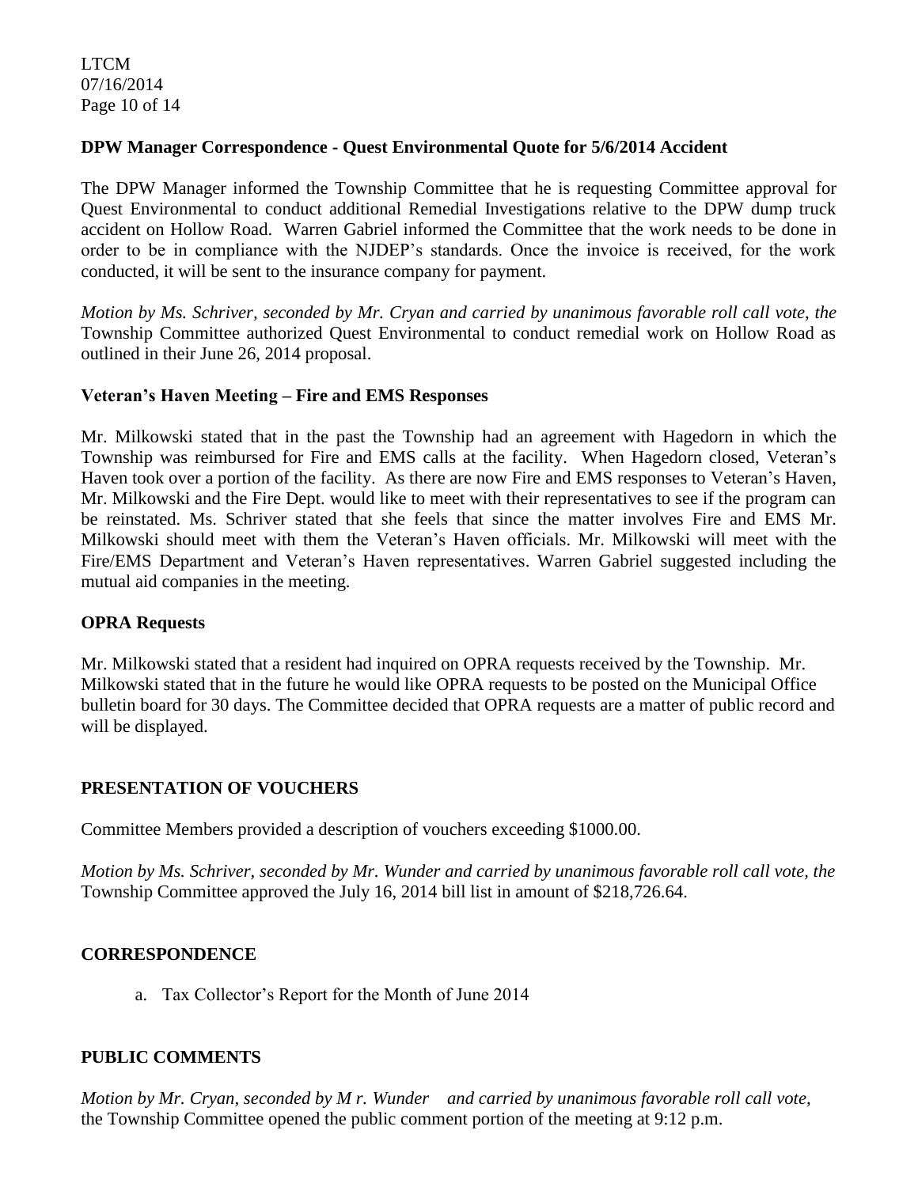**DPW Manager Correspondence - Quest Environmental Quote for 5/6/2014 Accident**

The DPW Manager informed the Township Committee that he is requesting Committee approval for Quest Environmental to conduct additional Remedial Investigations relative to the DPW dump truck accident on Hollow Road. Warren Gabriel informed the Committee that the work needs to be done in order to be in compliance with the NJDEP's standards. Once the invoice is received, for the work conducted, it will be sent to the insurance company for payment.

*Motion by Ms. Schriver, seconded by Mr. Cryan and carried by unanimous favorable roll call vote, the* Township Committee authorized Quest Environmental to conduct remedial work on Hollow Road as outlined in their June 26, 2014 proposal.

**Veteran's Haven Meeting – Fire and EMS Responses**

Mr. Milkowski stated that in the past the Township had an agreement with Hagedorn in which the Township was reimbursed for Fire and EMS calls at the facility. When Hagedorn closed, Veteran's Haven took over a portion of the facility. As there are now Fire and EMS responses to Veteran's Haven, Mr. Milkowski and the Fire Dept. would like to meet with their representatives to see if the program can be reinstated. Ms. Schriver stated that she feels that since the matter involves Fire and EMS Mr. Milkowski should meet with them the Veteran's Haven officials. Mr. Milkowski will meet with the Fire/EMS Department and Veteran's Haven representatives. Warren Gabriel suggested including the mutual aid companies in the meeting.

**OPRA Requests**

Mr. Milkowski stated that a resident had inquired on OPRA requests received by the Township. Mr. Milkowski stated that in the future he would like OPRA requests to be posted on the Municipal Office bulletin board for 30 days. The Committee decided that OPRA requests are a matter of public record and will be displayed.

**PRESENTATION OF VOUCHERS**

Committee Members provided a description of vouchers exceeding $1000.00.

*Motion by Ms. Schriver, seconded by Mr. Wunder and carried by unanimous favorable roll call vote, the* Township Committee approved the July 16, 2014 bill list in amount of $218,726.64.

**CORRESPONDENCE**

a. Tax Collector's Report for the Month of June 2014

**PUBLIC COMMENTS**

*Motion by Mr. Cryan, seconded by M r. Wunder and carried by unanimous favorable roll call vote,* the Township Committee opened the public comment portion of the meeting at 9:12 p.m.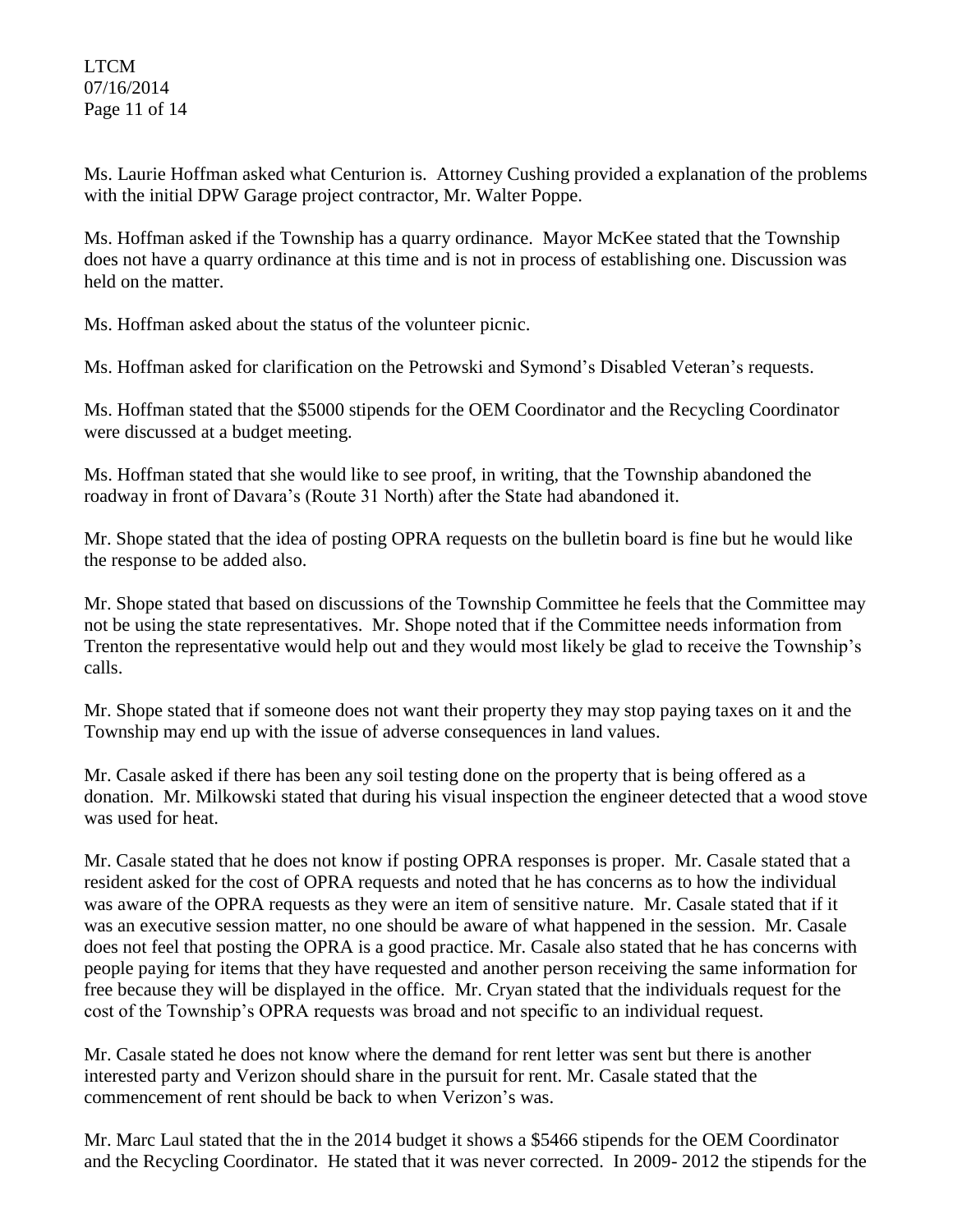Ms. Laurie Hoffman asked what Centurion is. Attorney Cushing provided a explanation of the problems with the initial DPW Garage project contractor, Mr. Walter Poppe.

Ms. Hoffman asked if the Township has a quarry ordinance. Mayor McKee stated that the Township does not have a quarry ordinance at this time and is not in process of establishing one. Discussion was held on the matter.

Ms. Hoffman asked about the status of the volunteer picnic.

Ms. Hoffman asked for clarification on the Petrowski and Symond's Disabled Veteran's requests.

Ms. Hoffman stated that the $5000 stipends for the OEM Coordinator and the Recycling Coordinator were discussed at a budget meeting.

Ms. Hoffman stated that she would like to see proof, in writing, that the Township abandoned the roadway in front of Davara's (Route 31 North) after the State had abandoned it.

Mr. Shope stated that the idea of posting OPRA requests on the bulletin board is fine but he would like the response to be added also.

Mr. Shope stated that based on discussions of the Township Committee he feels that the Committee may not be using the state representatives. Mr. Shope noted that if the Committee needs information from Trenton the representative would help out and they would most likely be glad to receive the Township's calls.

Mr. Shope stated that if someone does not want their property they may stop paying taxes on it and the Township may end up with the issue of adverse consequences in land values.

Mr. Casale asked if there has been any soil testing done on the property that is being offered as a donation. Mr. Milkowski stated that during his visual inspection the engineer detected that a wood stove was used for heat.

Mr. Casale stated that he does not know if posting OPRA responses is proper. Mr. Casale stated that a resident asked for the cost of OPRA requests and noted that he has concerns as to how the individual was aware of the OPRA requests as they were an item of sensitive nature. Mr. Casale stated that if it was an executive session matter, no one should be aware of what happened in the session. Mr. Casale does not feel that posting the OPRA is a good practice. Mr. Casale also stated that he has concerns with people paying for items that they have requested and another person receiving the same information for free because they will be displayed in the office. Mr. Cryan stated that the individuals request for the cost of the Township's OPRA requests was broad and not specific to an individual request.

Mr. Casale stated he does not know where the demand for rent letter was sent but there is another interested party and Verizon should share in the pursuit for rent. Mr. Casale stated that the commencement of rent should be back to when Verizon's was.

Mr. Marc Laul stated that the in the 2014 budget it shows a $5466 stipends for the OEM Coordinator and the Recycling Coordinator. He stated that it was never corrected. In 2009- 2012 the stipends for the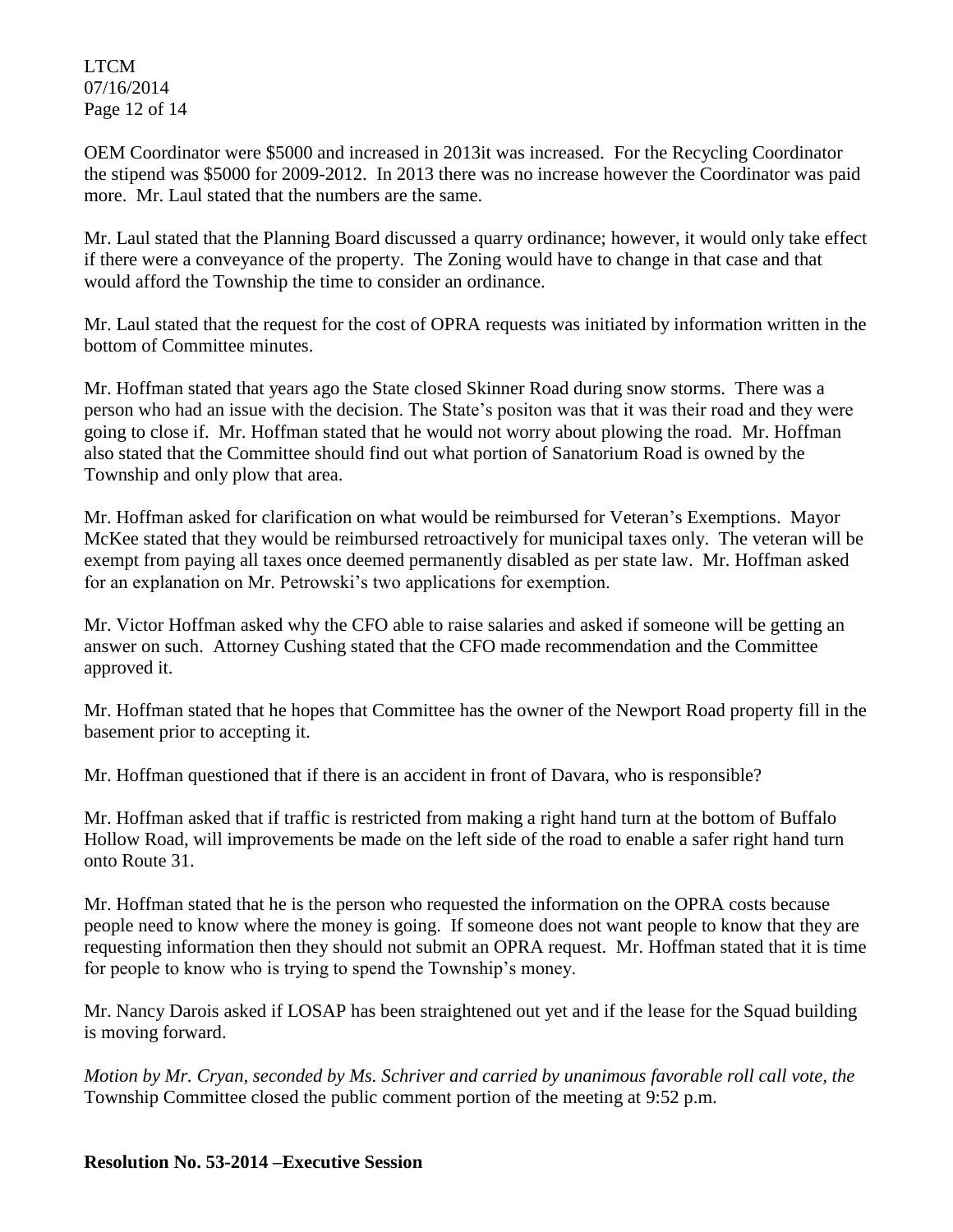OEM Coordinator were $5000 and increased in 2013it was increased. For the Recycling Coordinator the stipend was $5000 for 2009-2012. In 2013 there was no increase however the Coordinator was paid more. Mr. Laul stated that the numbers are the same.

Mr. Laul stated that the Planning Board discussed a quarry ordinance; however, it would only take effect if there were a conveyance of the property. The Zoning would have to change in that case and that would afford the Township the time to consider an ordinance.

Mr. Laul stated that the request for the cost of OPRA requests was initiated by information written in the bottom of Committee minutes.

Mr. Hoffman stated that years ago the State closed Skinner Road during snow storms. There was a person who had an issue with the decision. The State's positon was that it was their road and they were going to close if. Mr. Hoffman stated that he would not worry about plowing the road. Mr. Hoffman also stated that the Committee should find out what portion of Sanatorium Road is owned by the Township and only plow that area.

Mr. Hoffman asked for clarification on what would be reimbursed for Veteran's Exemptions. Mayor McKee stated that they would be reimbursed retroactively for municipal taxes only. The veteran will be exempt from paying all taxes once deemed permanently disabled as per state law. Mr. Hoffman asked for an explanation on Mr. Petrowski's two applications for exemption.

Mr. Victor Hoffman asked why the CFO able to raise salaries and asked if someone will be getting an answer on such. Attorney Cushing stated that the CFO made recommendation and the Committee approved it.

Mr. Hoffman stated that he hopes that Committee has the owner of the Newport Road property fill in the basement prior to accepting it.

Mr. Hoffman questioned that if there is an accident in front of Davara, who is responsible?

Mr. Hoffman asked that if traffic is restricted from making a right hand turn at the bottom of Buffalo Hollow Road, will improvements be made on the left side of the road to enable a safer right hand turn onto Route 31.

Mr. Hoffman stated that he is the person who requested the information on the OPRA costs because people need to know where the money is going. If someone does not want people to know that they are requesting information then they should not submit an OPRA request. Mr. Hoffman stated that it is time for people to know who is trying to spend the Township's money.

Mr. Nancy Darois asked if LOSAP has been straightened out yet and if the lease for the Squad building is moving forward.

*Motion by Mr. Cryan, seconded by Ms. Schriver and carried by unanimous favorable roll call vote, the* Township Committee closed the public comment portion of the meeting at 9:52 p.m.

**Resolution No. 53-2014 –Executive Session**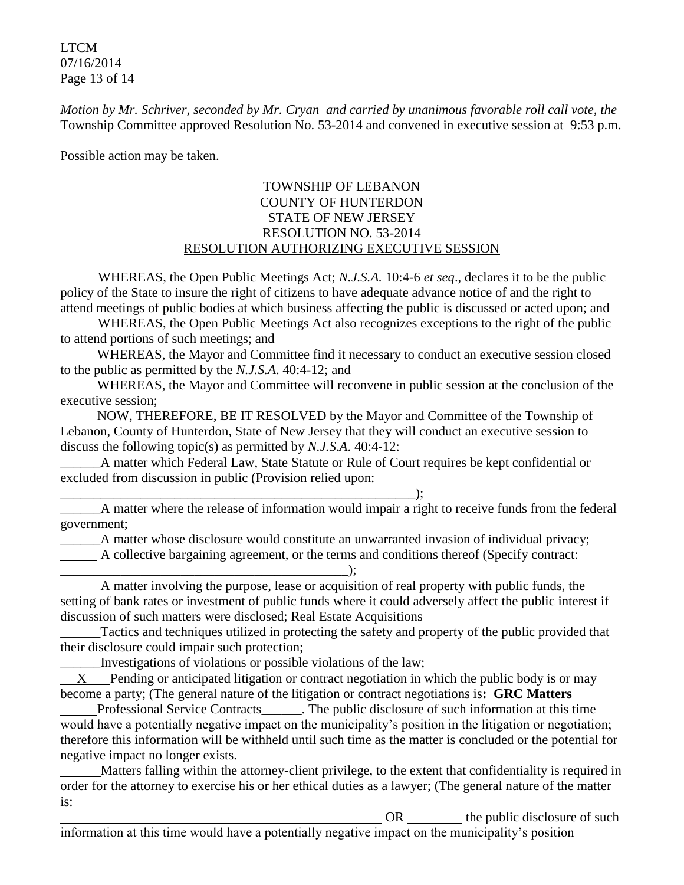*Motion by Mr. Schriver, seconded by Mr. Cryan and carried by unanimous favorable roll call vote, the* Township Committee approved Resolution No. 53-2014 and convened in executive session at 9:53 p.m.

Possible action may be taken.

TOWNSHIP OF LEBANON
COUNTY OF HUNTERDON
STATE OF NEW JERSEY
RESOLUTION NO. 53-2014
RESOLUTION AUTHORIZING EXECUTIVE SESSION

WHEREAS, the Open Public Meetings Act; *N.J.S.A.* 10:4-6 *et seq*., declares it to be the public policy of the State to insure the right of citizens to have adequate advance notice of and the right to attend meetings of public bodies at which business affecting the public is discussed or acted upon; and

WHEREAS, the Open Public Meetings Act also recognizes exceptions to the right of the public to attend portions of such meetings; and

WHEREAS, the Mayor and Committee find it necessary to conduct an executive session closed to the public as permitted by the *N.J.S.A*. 40:4-12; and

WHEREAS, the Mayor and Committee will reconvene in public session at the conclusion of the executive session;

NOW, THEREFORE, BE IT RESOLVED by the Mayor and Committee of the Township of Lebanon, County of Hunterdon, State of New Jersey that they will conduct an executive session to discuss the following topic(s) as permitted by *N.J.S.A*. 40:4-12:

______A matter which Federal Law, State Statute or Rule of Court requires be kept confidential or excluded from discussion in public (Provision relied upon: ________________________________________________________);

______A matter where the release of information would impair a right to receive funds from the federal government;

______A matter whose disclosure would constitute an unwarranted invasion of individual privacy;

______ A collective bargaining agreement, or the terms and conditions thereof (Specify contract: ____________________________________________);

_____ A matter involving the purpose, lease or acquisition of real property with public funds, the setting of bank rates or investment of public funds where it could adversely affect the public interest if discussion of such matters were disclosed; Real Estate Acquisitions

______Tactics and techniques utilized in protecting the safety and property of the public provided that their disclosure could impair such protection;

______Investigations of violations or possible violations of the law;

__X__ Pending or anticipated litigation or contract negotiation in which the public body is or may become a party; (The general nature of the litigation or contract negotiations is**: GRC Matters**

______Professional Service Contracts______. The public disclosure of such information at this time would have a potentially negative impact on the municipality's position in the litigation or negotiation; therefore this information will be withheld until such time as the matter is concluded or the potential for negative impact no longer exists.

______Matters falling within the attorney-client privilege, to the extent that confidentiality is required in order for the attorney to exercise his or her ethical duties as a lawyer; (The general nature of the matter is:____________________________________________________________________________ __________________________________________________ OR ________ the public disclosure of such information at this time would have a potentially negative impact on the municipality's position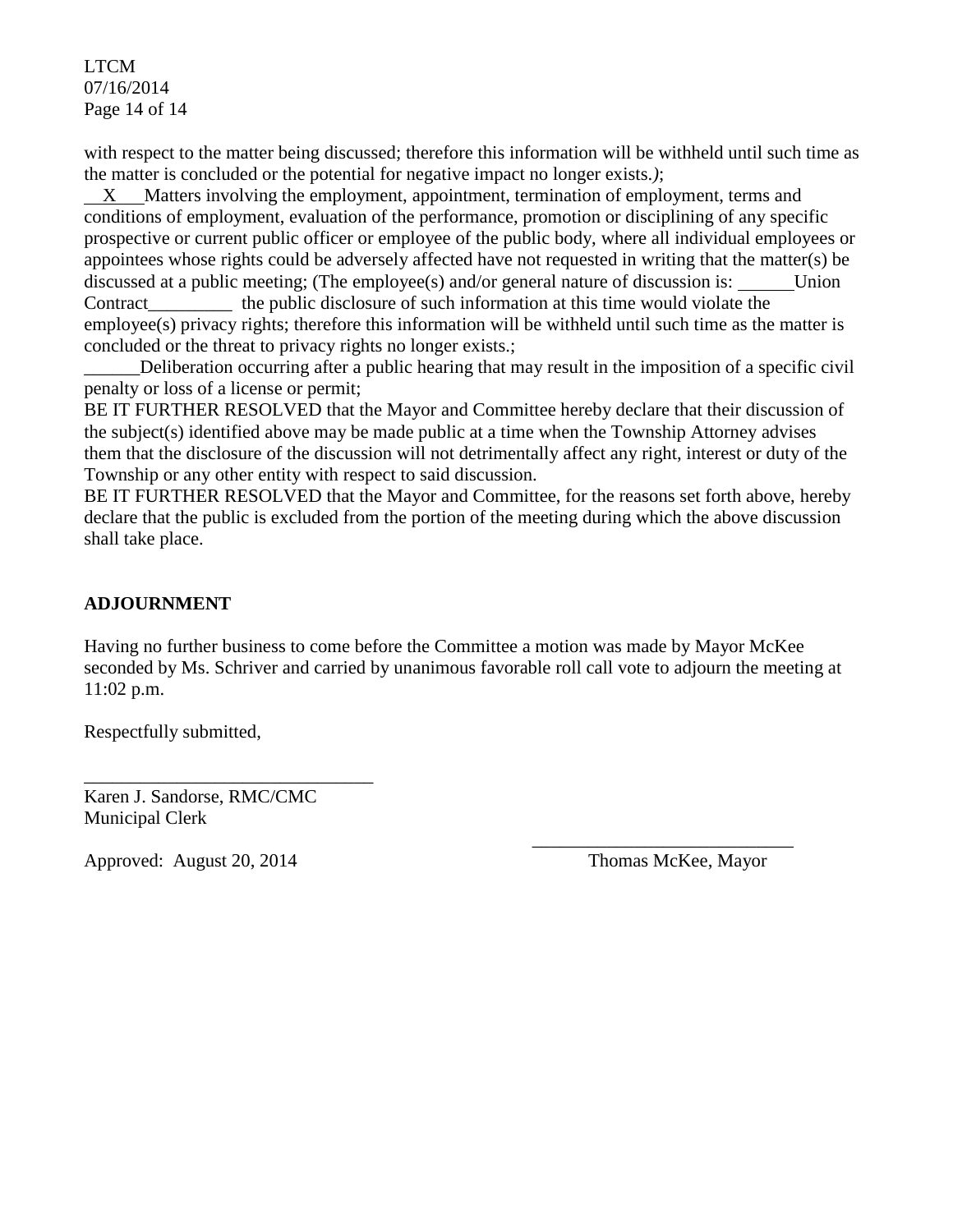with respect to the matter being discussed; therefore this information will be withheld until such time as the matter is concluded or the potential for negative impact no longer exists.*)*;

\_\_X\_\_\_Matters involving the employment, appointment, termination of employment, terms and conditions of employment, evaluation of the performance, promotion or disciplining of any specific prospective or current public officer or employee of the public body, where all individual employees or appointees whose rights could be adversely affected have not requested in writing that the matter(s) be discussed at a public meeting; (The employee(s) and/or general nature of discussion is: \_\_\_\_\_\_Union Contract\_\_\_\_\_\_\_\_\_ the public disclosure of such information at this time would violate the employee(s) privacy rights; therefore this information will be withheld until such time as the matter is concluded or the threat to privacy rights no longer exists.;

\_\_\_\_\_\_Deliberation occurring after a public hearing that may result in the imposition of a specific civil penalty or loss of a license or permit;

BE IT FURTHER RESOLVED that the Mayor and Committee hereby declare that their discussion of the subject(s) identified above may be made public at a time when the Township Attorney advises them that the disclosure of the discussion will not detrimentally affect any right, interest or duty of the Township or any other entity with respect to said discussion.

BE IT FURTHER RESOLVED that the Mayor and Committee, for the reasons set forth above, hereby declare that the public is excluded from the portion of the meeting during which the above discussion shall take place.

## ADJOURNMENT

Having no further business to come before the Committee a motion was made by Mayor McKee seconded by Ms. Schriver and carried by unanimous favorable roll call vote to adjourn the meeting at 11:02 p.m.

Respectfully submitted,

\_\_\_\_\_\_\_\_\_\_\_\_\_\_\_\_\_\_\_\_\_\_\_\_\_\_\_\_\_\_\_

Karen J. Sandorse, RMC/CMC
Municipal Clerk

\_\_\_\_\_\_\_\_\_\_\_\_\_\_\_\_\_\_\_\_\_\_\_\_\_\_\_\_

Approved: August 20, 2014 Thomas McKee, Mayor